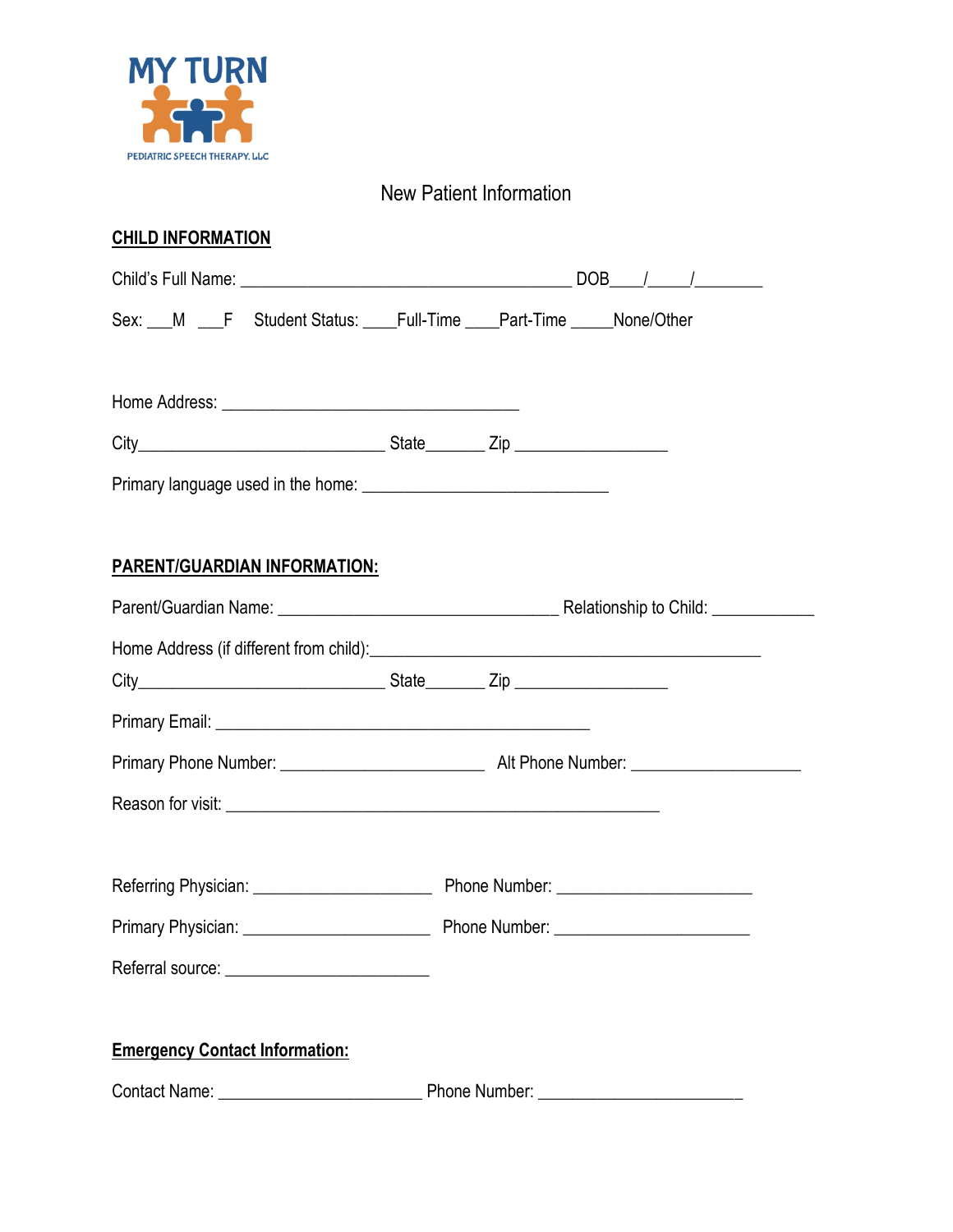MY TURN

PEDIATRIC SPEECH THERAPY, LLC

# New Patient Information

## CHILD INFORMATION

Child's Full Name: ______________________________________ DOB____/_____/________

Sex: ___M ___F Student Status: ____Full-Time ____Part-Time _____None/Other

Home Address: __________________________________

City____________________________ State_______ Zip _________________

Primary language used in the home: ____________________________

## PARENT/GUARDIAN INFORMATION:

Parent/Guardian Name: ________________________________ Relationship to Child: ___________

Home Address (if different from child):____________________________________________

City____________________________ State_______ Zip _________________

Primary Email: ___________________________________________

Primary Phone Number: _______________________ Alt Phone Number: ___________________

Reason for visit: __________________________________________________

Referring Physician: ____________________ Phone Number: ______________________

Primary Physician: _____________________ Phone Number: ______________________

Referral source: _______________________

## Emergency Contact Information:

Contact Name: _______________________ Phone Number: _______________________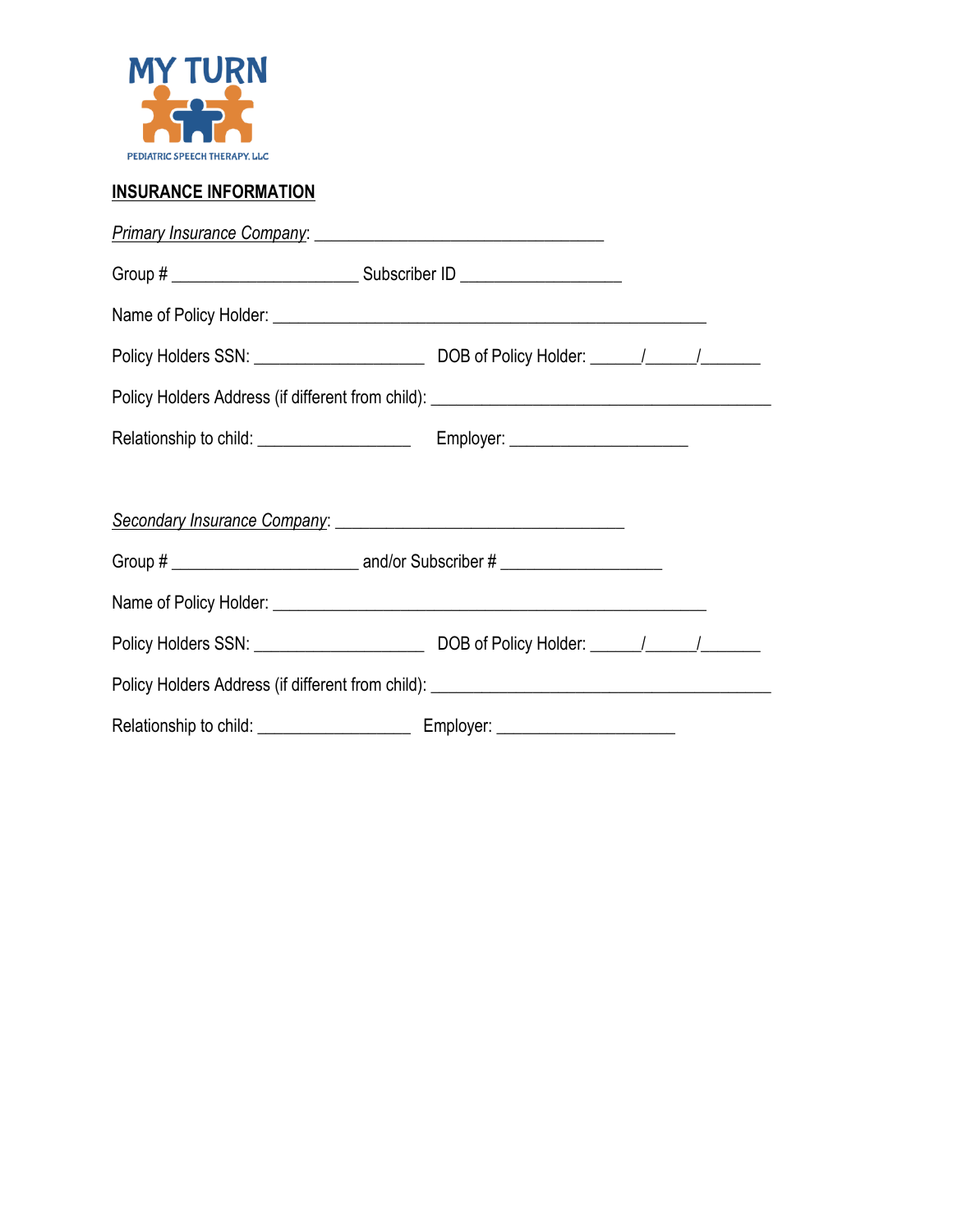MY TURN

PEDIATRIC SPEECH THERAPY, LLC

**INSURANCE INFORMATION**

*Primary Insurance Company*: ________________________________

Group # ____________________ Subscriber ID _________________

Name of Policy Holder: ________________________________________________

Policy Holders SSN: __________________ DOB of Policy Holder: _____/_____/______

Policy Holders Address (if different from child): _____________________________________

Relationship to child: ________________ Employer: ___________________

*Secondary Insurance Company*: ________________________________

Group # ____________________ and/or Subscriber # _________________

Name of Policy Holder: ________________________________________________

Policy Holders SSN: __________________ DOB of Policy Holder: _____/_____/______

Policy Holders Address (if different from child): _____________________________________

Relationship to child: ________________ Employer: ___________________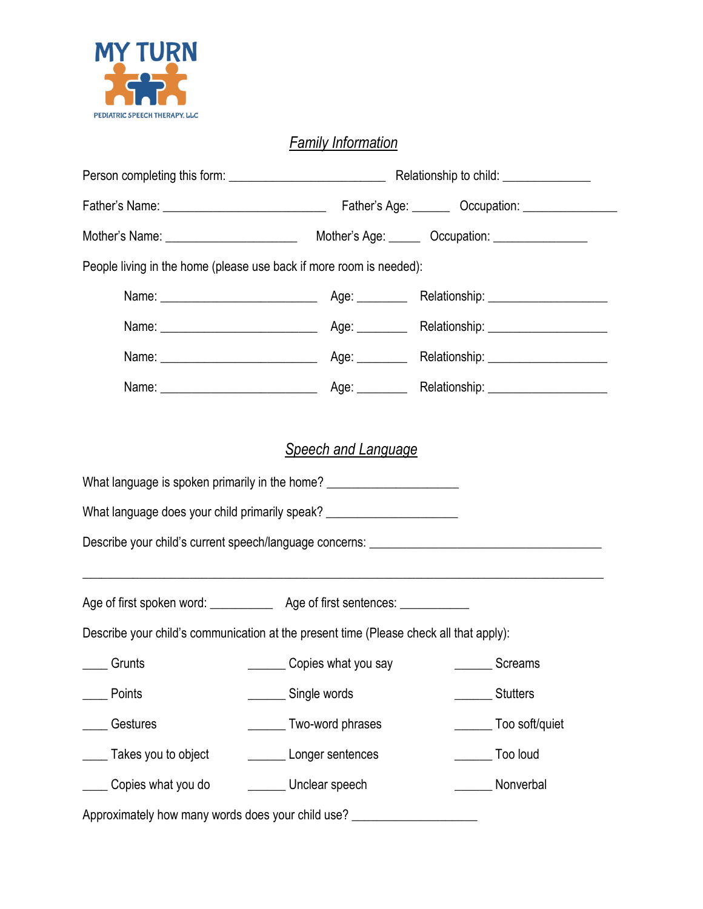MY TURN

PEDIATRIC SPEECH THERAPY, LLC

## *Family Information*

Person completing this form: ________________________ Relationship to child: _____________

Father's Name: _________________________ Father's Age: ______ Occupation: _______________

Mother's Name: ____________________ Mother's Age: _____ Occupation: ______________

People living in the home (please use back if more room is needed):

Name: ________________________ Age: ________ Relationship: __________________

Name: ________________________ Age: ________ Relationship: __________________

Name: ________________________ Age: ________ Relationship: __________________

Name: ________________________ Age: ________ Relationship: __________________

## *Speech and Language*

What language is spoken primarily in the home? ____________________

What language does your child primarily speak? ____________________

Describe your child's current speech/language concerns: ____________________________________

________________________________________________________________________________

Age of first spoken word: __________ Age of first sentences: ___________

Describe your child's communication at the present time (Please check all that apply):

____ Grunts

____ Points

____ Gestures

____ Takes you to object

____ Copies what you do

______ Copies what you say

______ Single words

______ Two-word phrases

______ Longer sentences

______ Unclear speech

______ Screams

______ Stutters

______ Too soft/quiet

______ Too loud

______ Nonverbal

Approximately how many words does your child use? ___________________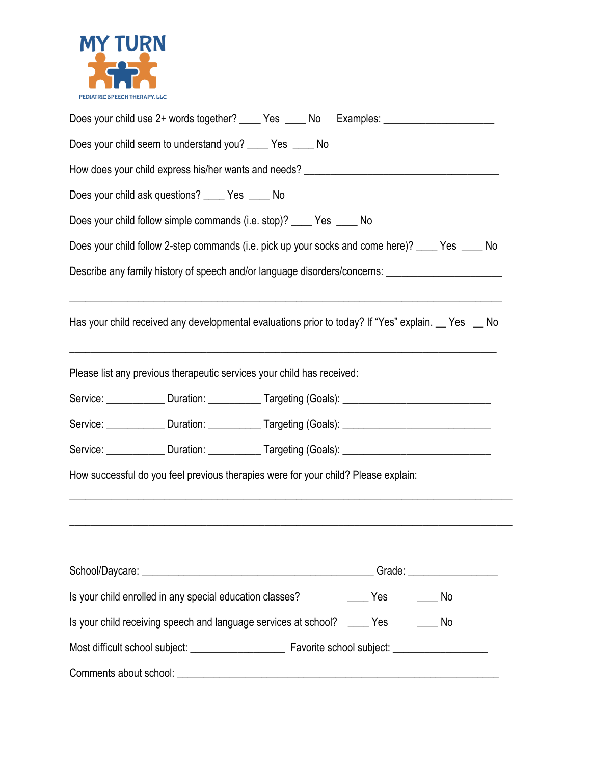MY TURN

PEDIATRIC SPEECH THERAPY, LLC

Does your child use 2+ words together? ____ Yes ____ No     Examples: ____________________

Does your child seem to understand you? ____ Yes ____ No

How does your child express his/her wants and needs? ___________________________________

Does your child ask questions? ____ Yes ____ No

Does your child follow simple commands (i.e. stop)? ____ Yes ____ No

Does your child follow 2-step commands (i.e. pick up your socks and come here)? ____ Yes ____ No

Describe any family history of speech and/or language disorders/concerns: ____________________

_____________________________________________________________________________

Has your child received any developmental evaluations prior to today? If "Yes" explain. __ Yes __ No

_____________________________________________________________________________

Please list any previous therapeutic services your child has received:

Service: __________ Duration: _________ Targeting (Goals): __________________________

Service: __________ Duration: _________ Targeting (Goals): __________________________

Service: __________ Duration: _________ Targeting (Goals): __________________________

How successful do you feel previous therapies were for your child? Please explain:

_____________________________________________________________________________

_____________________________________________________________________________

School/Daycare: ________________________________________ Grade: ________________

Is your child enrolled in any special education classes? ____ Yes ____ No

Is your child receiving speech and language services at school? ____ Yes ____ No

Most difficult school subject: ________________ Favorite school subject: ________________

Comments about school: ________________________________________________________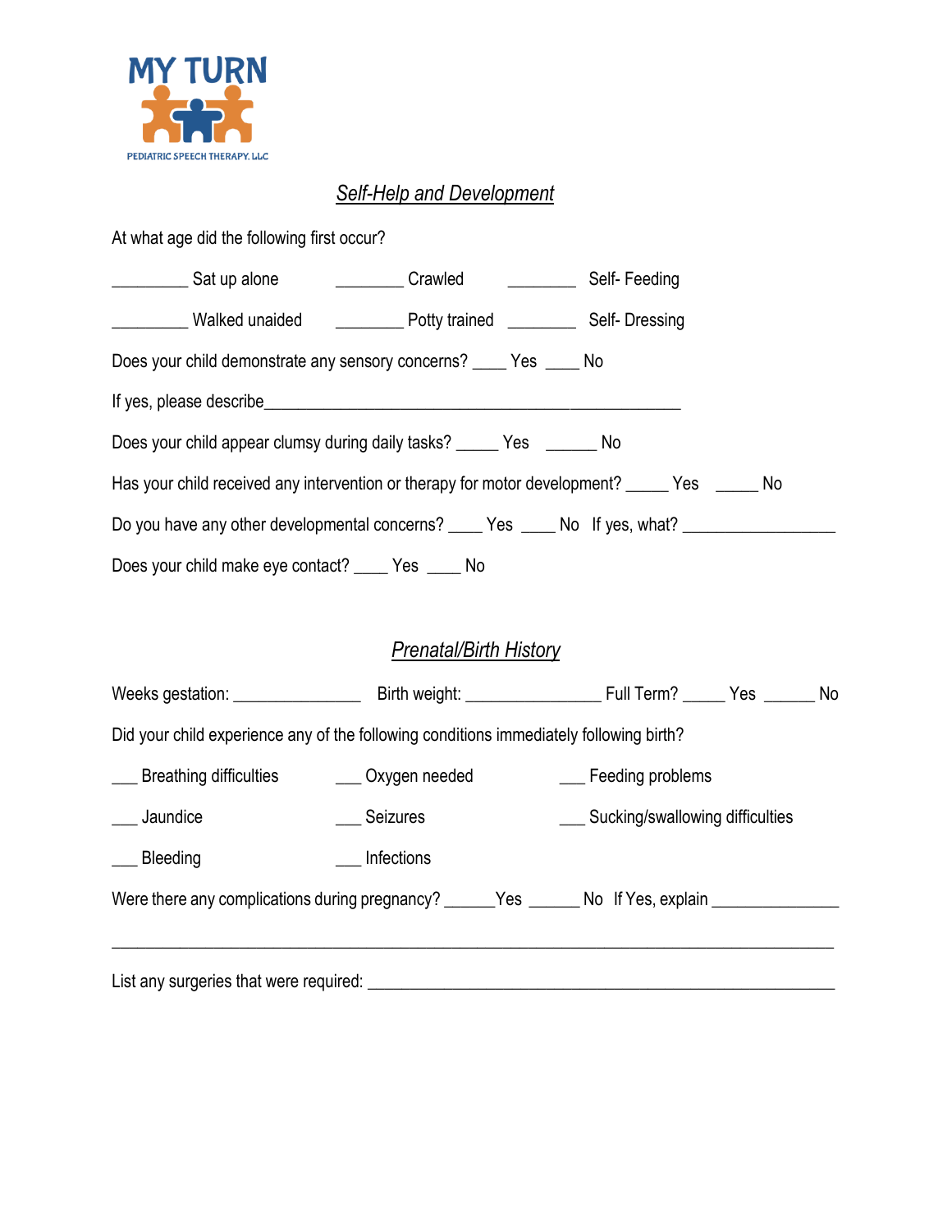MY TURN

PEDIATRIC SPEECH THERAPY, LLC

## *Self-Help and Development*

At what age did the following first occur?

_________ Sat up alone     ________ Crawled     ________ Self- Feeding

_________ Walked unaided     ________ Potty trained     ________ Self- Dressing

Does your child demonstrate any sensory concerns? ____ Yes ____ No

If yes, please describe_________________________________________________

Does your child appear clumsy during daily tasks? _____ Yes ______ No

Has your child received any intervention or therapy for motor development? _____ Yes _____ No

Do you have any other developmental concerns? ____ Yes ____ No  If yes, what? _________________

Does your child make eye contact? ____ Yes ____ No

## *Prenatal/Birth History*

Weeks gestation: ______________  Birth weight: _______________ Full Term? _____ Yes ______ No

Did your child experience any of the following conditions immediately following birth?

___ Breathing difficulties     ___ Oxygen needed     ___ Feeding problems

___ Jaundice     ___ Seizures     ___ Sucking/swallowing difficulties

___ Bleeding     ___ Infections

Were there any complications during pregnancy? ______Yes ______ No  If Yes, explain ______________

_____________________________________________________________________________

List any surgeries that were required: ___________________________________________________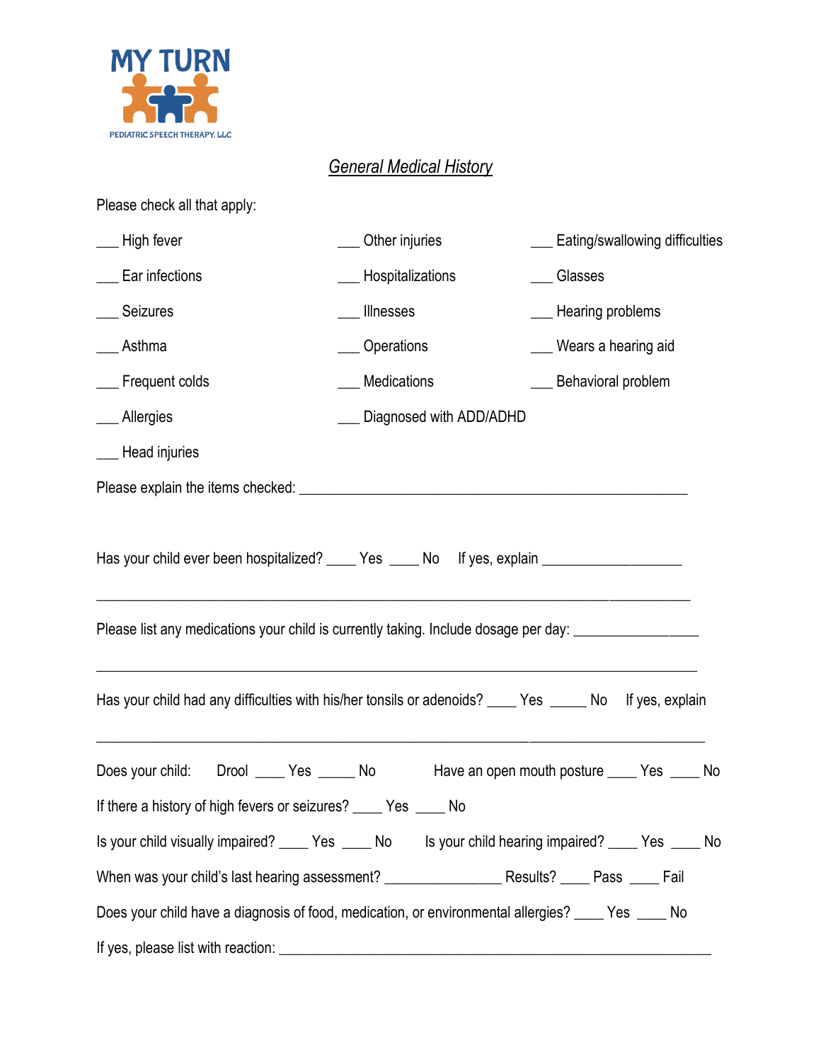MY TURN

PEDIATRIC SPEECH THERAPY, LLC

## *General Medical History*

Please check all that apply:

___ High fever

___ Ear infections

___ Seizures

___ Asthma

___ Frequent colds

___ Allergies

___ Head injuries

___ Other injuries

___ Hospitalizations

___ Illnesses

___ Operations

___ Medications

___ Diagnosed with ADD/ADHD

___ Eating/swallowing difficulties

___ Glasses

___ Hearing problems

___ Wears a hearing aid

___ Behavioral problem

Please explain the items checked: ____________________________________________________

Has your child ever been hospitalized? ____ Yes ____ No If yes, explain __________________

______________________________________________________________________________

Please list any medications your child is currently taking. Include dosage per day: ________________

______________________________________________________________________________

Has your child had any difficulties with his/her tonsils or adenoids? ____ Yes _____ No If yes, explain

______________________________________________________________________________

Does your child: Drool ____ Yes _____ No Have an open mouth posture ____ Yes ____ No

If there a history of high fevers or seizures? ____ Yes ____ No

Is your child visually impaired? ____ Yes ____ No Is your child hearing impaired? ____ Yes ____ No

When was your child's last hearing assessment? _______________ Results? ____ Pass ____ Fail

Does your child have a diagnosis of food, medication, or environmental allergies? ____ Yes ____ No

If yes, please list with reaction: _______________________________________________________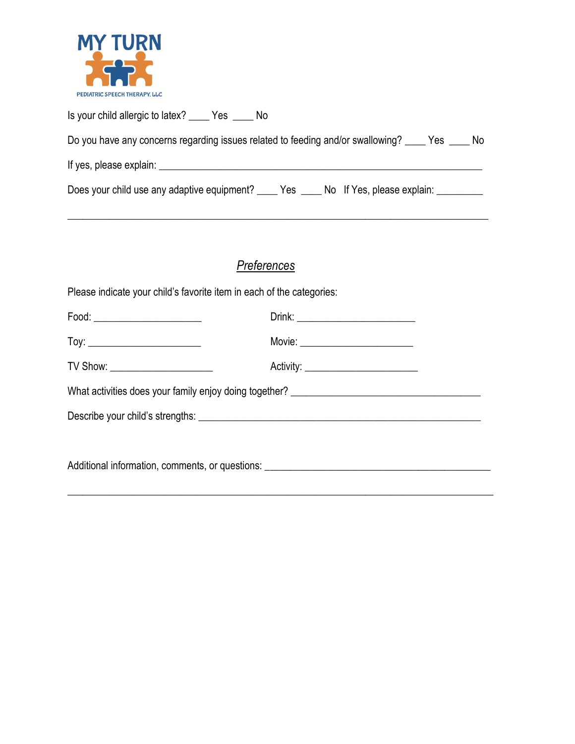MY TURN

PEDIATRIC SPEECH THERAPY, LLC

Is your child allergic to latex? ____ Yes ____ No

Do you have any concerns regarding issues related to feeding and/or swallowing? ____ Yes ____ No

If yes, please explain: ____________________________________________________________

Does your child use any adaptive equipment? ____ Yes ____ No If Yes, please explain: _________

______________________________________________________________________________

## *Preferences*

Please indicate your child's favorite item in each of the categories:

Food: ____________________ Drink: ______________________

Toy: _____________________ Movie: _____________________

TV Show: ___________________ Activity: _____________________

What activities does your family enjoy doing together? ___________________________________

Describe your child's strengths: ____________________________________________________

Additional information, comments, or questions: __________________________________________

______________________________________________________________________________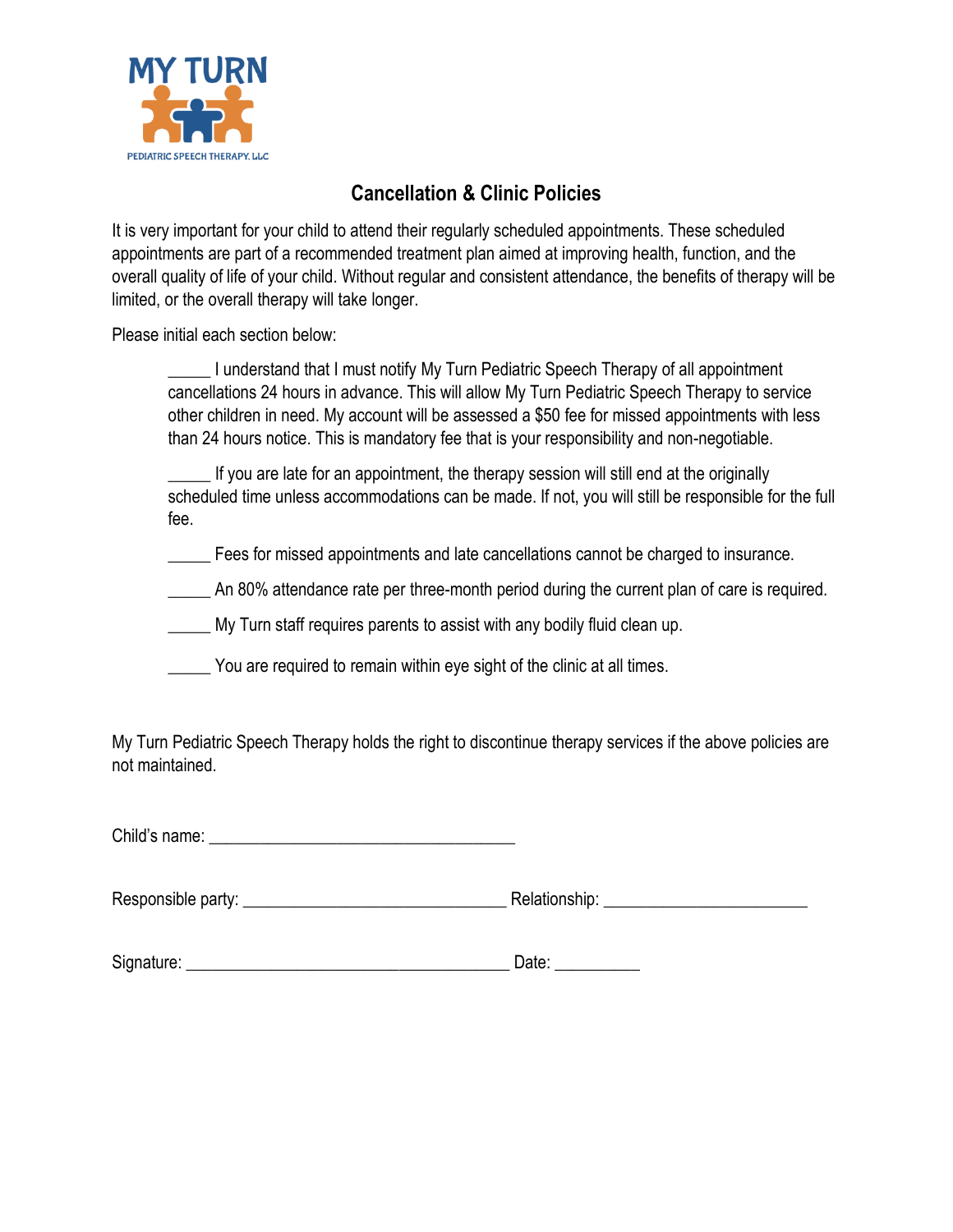MY TURN

PEDIATRIC SPEECH THERAPY, LLC

## Cancellation & Clinic Policies

It is very important for your child to attend their regularly scheduled appointments. These scheduled appointments are part of a recommended treatment plan aimed at improving health, function, and the overall quality of life of your child. Without regular and consistent attendance, the benefits of therapy will be limited, or the overall therapy will take longer.

Please initial each section below:

_____ I understand that I must notify My Turn Pediatric Speech Therapy of all appointment cancellations 24 hours in advance. This will allow My Turn Pediatric Speech Therapy to service other children in need. My account will be assessed a $50 fee for missed appointments with less than 24 hours notice. This is mandatory fee that is your responsibility and non-negotiable.

_____ If you are late for an appointment, the therapy session will still end at the originally scheduled time unless accommodations can be made. If not, you will still be responsible for the full fee.

_____ Fees for missed appointments and late cancellations cannot be charged to insurance.

_____ An 80% attendance rate per three-month period during the current plan of care is required.

_____ My Turn staff requires parents to assist with any bodily fluid clean up.

_____ You are required to remain within eye sight of the clinic at all times.

My Turn Pediatric Speech Therapy holds the right to discontinue therapy services if the above policies are not maintained.

Child's name: ___________________________________

Responsible party: ______________________________ Relationship: ______________________

Signature: ____________________________________ Date: __________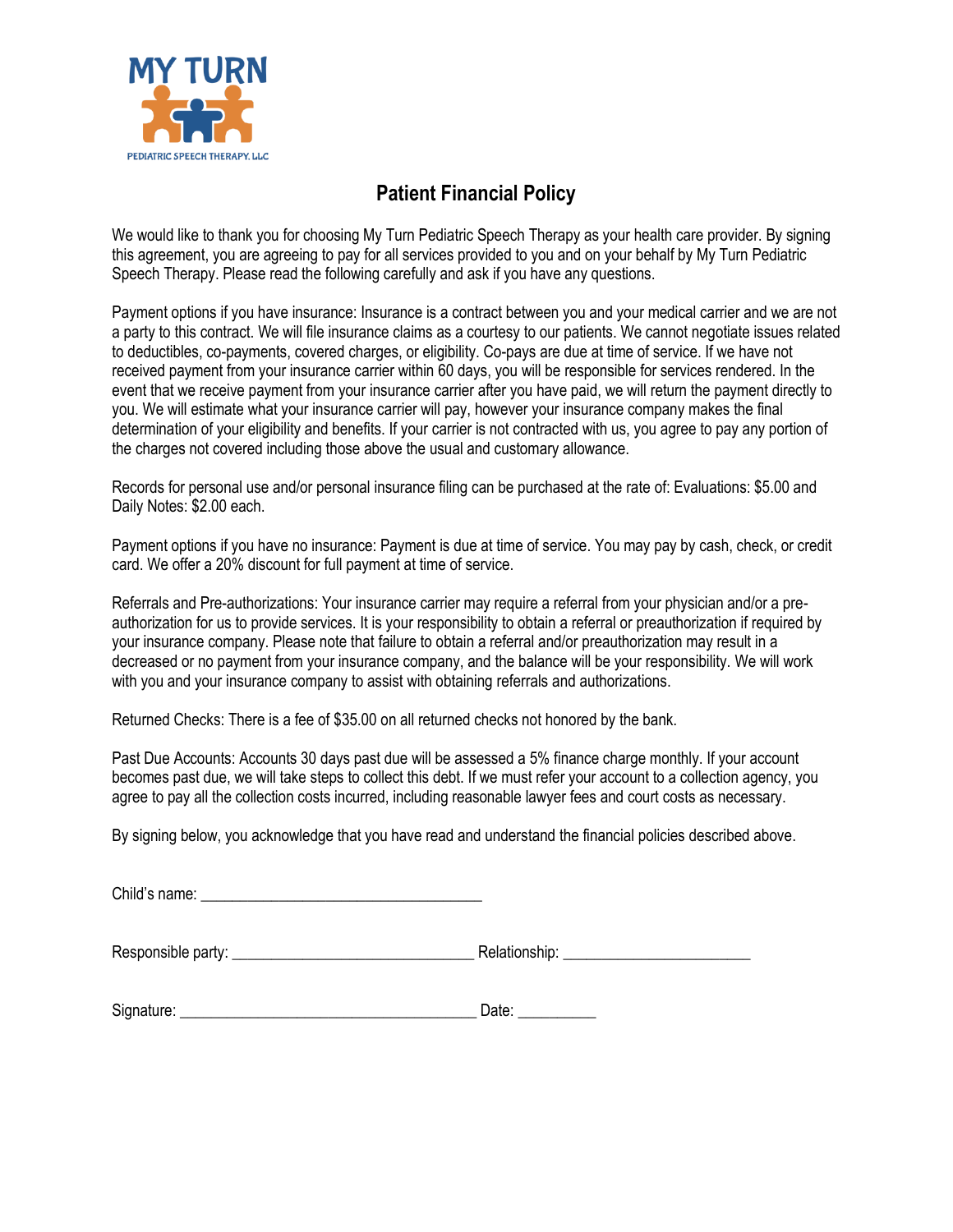MY TURN

PEDIATRIC SPEECH THERAPY, LLC

# Patient Financial Policy

We would like to thank you for choosing My Turn Pediatric Speech Therapy as your health care provider. By signing this agreement, you are agreeing to pay for all services provided to you and on your behalf by My Turn Pediatric Speech Therapy. Please read the following carefully and ask if you have any questions.

Payment options if you have insurance: Insurance is a contract between you and your medical carrier and we are not a party to this contract. We will file insurance claims as a courtesy to our patients. We cannot negotiate issues related to deductibles, co-payments, covered charges, or eligibility. Co-pays are due at time of service. If we have not received payment from your insurance carrier within 60 days, you will be responsible for services rendered. In the event that we receive payment from your insurance carrier after you have paid, we will return the payment directly to you. We will estimate what your insurance carrier will pay, however your insurance company makes the final determination of your eligibility and benefits. If your carrier is not contracted with us, you agree to pay any portion of the charges not covered including those above the usual and customary allowance.

Records for personal use and/or personal insurance filing can be purchased at the rate of: Evaluations: $5.00 and Daily Notes: $2.00 each.

Payment options if you have no insurance: Payment is due at time of service. You may pay by cash, check, or credit card. We offer a 20% discount for full payment at time of service.

Referrals and Pre-authorizations: Your insurance carrier may require a referral from your physician and/or a pre-authorization for us to provide services. It is your responsibility to obtain a referral or preauthorization if required by your insurance company. Please note that failure to obtain a referral and/or preauthorization may result in a decreased or no payment from your insurance company, and the balance will be your responsibility. We will work with you and your insurance company to assist with obtaining referrals and authorizations.

Returned Checks: There is a fee of $35.00 on all returned checks not honored by the bank.

Past Due Accounts: Accounts 30 days past due will be assessed a 5% finance charge monthly. If your account becomes past due, we will take steps to collect this debt. If we must refer your account to a collection agency, you agree to pay all the collection costs incurred, including reasonable lawyer fees and court costs as necessary.

By signing below, you acknowledge that you have read and understand the financial policies described above.

Child's name: ___________________________________

Responsible party: ______________________________ Relationship: _______________________

Signature: _____________________________________ Date: __________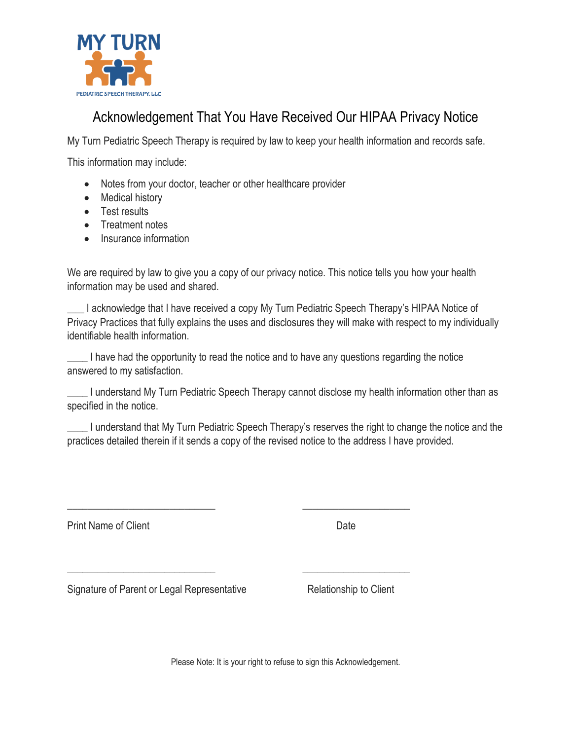MY TURN

PEDIATRIC SPEECH THERAPY, LLC

# Acknowledgement That You Have Received Our HIPAA Privacy Notice

My Turn Pediatric Speech Therapy is required by law to keep your health information and records safe.

This information may include:

- Notes from your doctor, teacher or other healthcare provider
- Medical history
- Test results
- Treatment notes
- Insurance information

We are required by law to give you a copy of our privacy notice. This notice tells you how your health information may be used and shared.

___ I acknowledge that I have received a copy My Turn Pediatric Speech Therapy's HIPAA Notice of Privacy Practices that fully explains the uses and disclosures they will make with respect to my individually identifiable health information.

____ I have had the opportunity to read the notice and to have any questions regarding the notice answered to my satisfaction.

____ I understand My Turn Pediatric Speech Therapy cannot disclose my health information other than as specified in the notice.

____ I understand that My Turn Pediatric Speech Therapy's reserves the right to change the notice and the practices detailed therein if it sends a copy of the revised notice to the address I have provided.

_____________________________ _____________________

Print Name of Client Date

_____________________________ _____________________

Signature of Parent or Legal Representative Relationship to Client

Please Note: It is your right to refuse to sign this Acknowledgement.